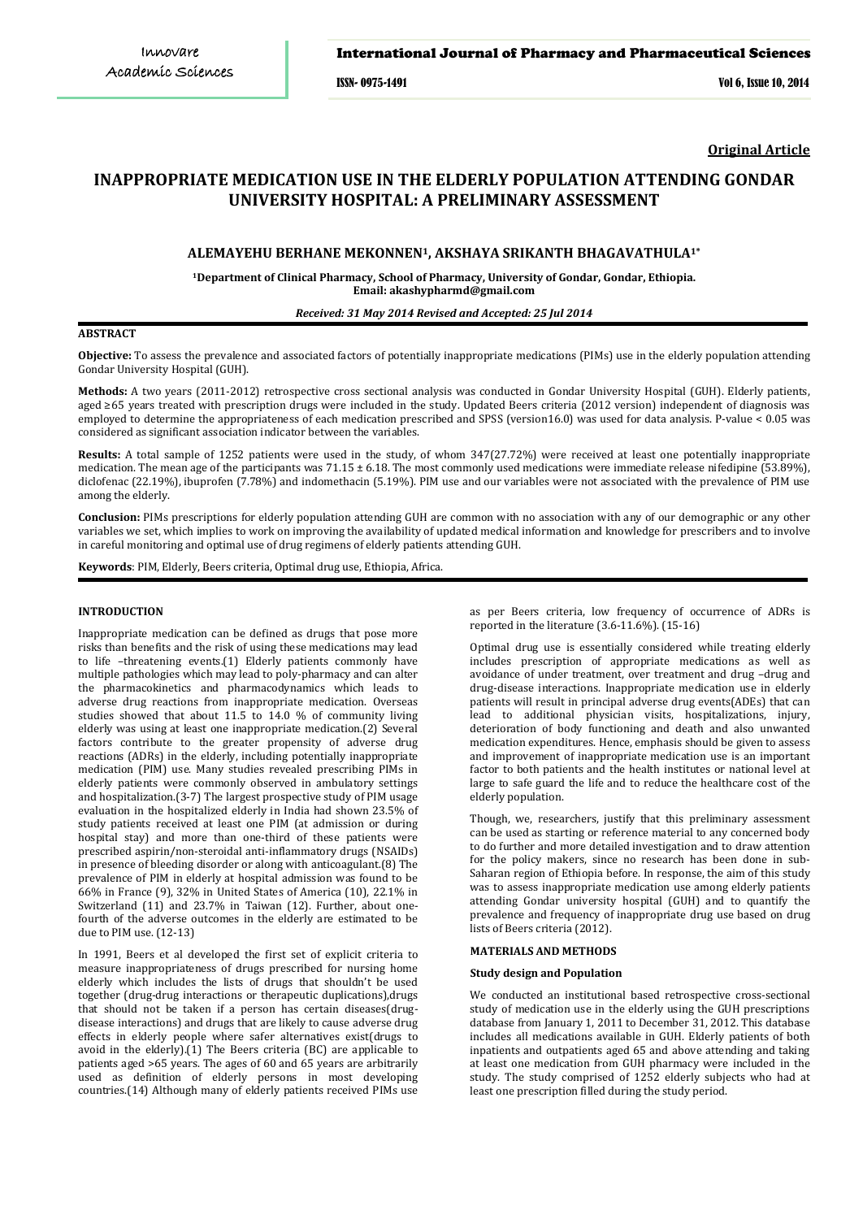Original Article

# INAPPROPRIATE MEDICATION USE IN THE ELDERLY POPULATION ATTENDING GONDAR UNIVERSITY HOSPITAL: A PRELIMINARY ASSESSMENT

**ALEMAYEHU BERHANE MEKONNEN[1], AKSHAYA SRIKANTH BHAGAVATHULA[1*]**

[1]Department of Clinical Pharmacy, School of Pharmacy, University of Gondar, Gondar, Ethiopia.
Email: akashypharmd@gmail.com

*Received: 31 May 2014 Revised and Accepted: 25 Jul 2014*

## ABSTRACT

**Objective:** To assess the prevalence and associated factors of potentially inappropriate medications (PIMs) use in the elderly population attending Gondar University Hospital (GUH).

**Methods:** A two years (2011-2012) retrospective cross sectional analysis was conducted in Gondar University Hospital (GUH). Elderly patients, aged ≥65 years treated with prescription drugs were included in the study. Updated Beers criteria (2012 version) independent of diagnosis was employed to determine the appropriateness of each medication prescribed and SPSS (version16.0) was used for data analysis. P-value < 0.05 was considered as significant association indicator between the variables.

**Results:** A total sample of 1252 patients were used in the study, of whom 347(27.72%) were received at least one potentially inappropriate medication. The mean age of the participants was 71.15 ± 6.18. The most commonly used medications were immediate release nifedipine (53.89%), diclofenac (22.19%), ibuprofen (7.78%) and indomethacin (5.19%). PIM use and our variables were not associated with the prevalence of PIM use among the elderly.

**Conclusion:** PIMs prescriptions for elderly population attending GUH are common with no association with any of our demographic or any other variables we set, which implies to work on improving the availability of updated medical information and knowledge for prescribers and to involve in careful monitoring and optimal use of drug regimens of elderly patients attending GUH.

**Keywords**: PIM, Elderly, Beers criteria, Optimal drug use, Ethiopia, Africa.

## INTRODUCTION

Inappropriate medication can be defined as drugs that pose more risks than benefits and the risk of using these medications may lead to life –threatening events.(1) Elderly patients commonly have multiple pathologies which may lead to poly-pharmacy and can alter the pharmacokinetics and pharmacodynamics which leads to adverse drug reactions from inappropriate medication. Overseas studies showed that about 11.5 to 14.0 % of community living elderly was using at least one inappropriate medication.(2) Several factors contribute to the greater propensity of adverse drug reactions (ADRs) in the elderly, including potentially inappropriate medication (PIM) use. Many studies revealed prescribing PIMs in elderly patients were commonly observed in ambulatory settings and hospitalization.(3-7) The largest prospective study of PIM usage evaluation in the hospitalized elderly in India had shown 23.5% of study patients received at least one PIM (at admission or during hospital stay) and more than one-third of these patients were prescribed aspirin/non-steroidal anti-inflammatory drugs (NSAIDs) in presence of bleeding disorder or along with anticoagulant.(8) The prevalence of PIM in elderly at hospital admission was found to be 66% in France (9), 32% in United States of America (10), 22.1% in Switzerland (11) and 23.7% in Taiwan (12). Further, about one-fourth of the adverse outcomes in the elderly are estimated to be due to PIM use. (12-13)

In 1991, Beers et al developed the first set of explicit criteria to measure inappropriateness of drugs prescribed for nursing home elderly which includes the lists of drugs that shouldn't be used together (drug-drug interactions or therapeutic duplications),drugs that should not be taken if a person has certain diseases(drug-disease interactions) and drugs that are likely to cause adverse drug effects in elderly people where safer alternatives exist(drugs to avoid in the elderly).(1) The Beers criteria (BC) are applicable to patients aged >65 years. The ages of 60 and 65 years are arbitrarily used as definition of elderly persons in most developing countries.(14) Although many of elderly patients received PIMs use as per Beers criteria, low frequency of occurrence of ADRs is reported in the literature (3.6-11.6%). (15-16)

Optimal drug use is essentially considered while treating elderly includes prescription of appropriate medications as well as avoidance of under treatment, over treatment and drug –drug and drug-disease interactions. Inappropriate medication use in elderly patients will result in principal adverse drug events(ADEs) that can lead to additional physician visits, hospitalizations, injury, deterioration of body functioning and death and also unwanted medication expenditures. Hence, emphasis should be given to assess and improvement of inappropriate medication use is an important factor to both patients and the health institutes or national level at large to safe guard the life and to reduce the healthcare cost of the elderly population.

Though, we, researchers, justify that this preliminary assessment can be used as starting or reference material to any concerned body to do further and more detailed investigation and to draw attention for the policy makers, since no research has been done in sub-Saharan region of Ethiopia before. In response, the aim of this study was to assess inappropriate medication use among elderly patients attending Gondar university hospital (GUH) and to quantify the prevalence and frequency of inappropriate drug use based on drug lists of Beers criteria (2012).

## MATERIALS AND METHODS

### Study design and Population

We conducted an institutional based retrospective cross-sectional study of medication use in the elderly using the GUH prescriptions database from January 1, 2011 to December 31, 2012. This database includes all medications available in GUH. Elderly patients of both inpatients and outpatients aged 65 and above attending and taking at least one medication from GUH pharmacy were included in the study. The study comprised of 1252 elderly subjects who had at least one prescription filled during the study period.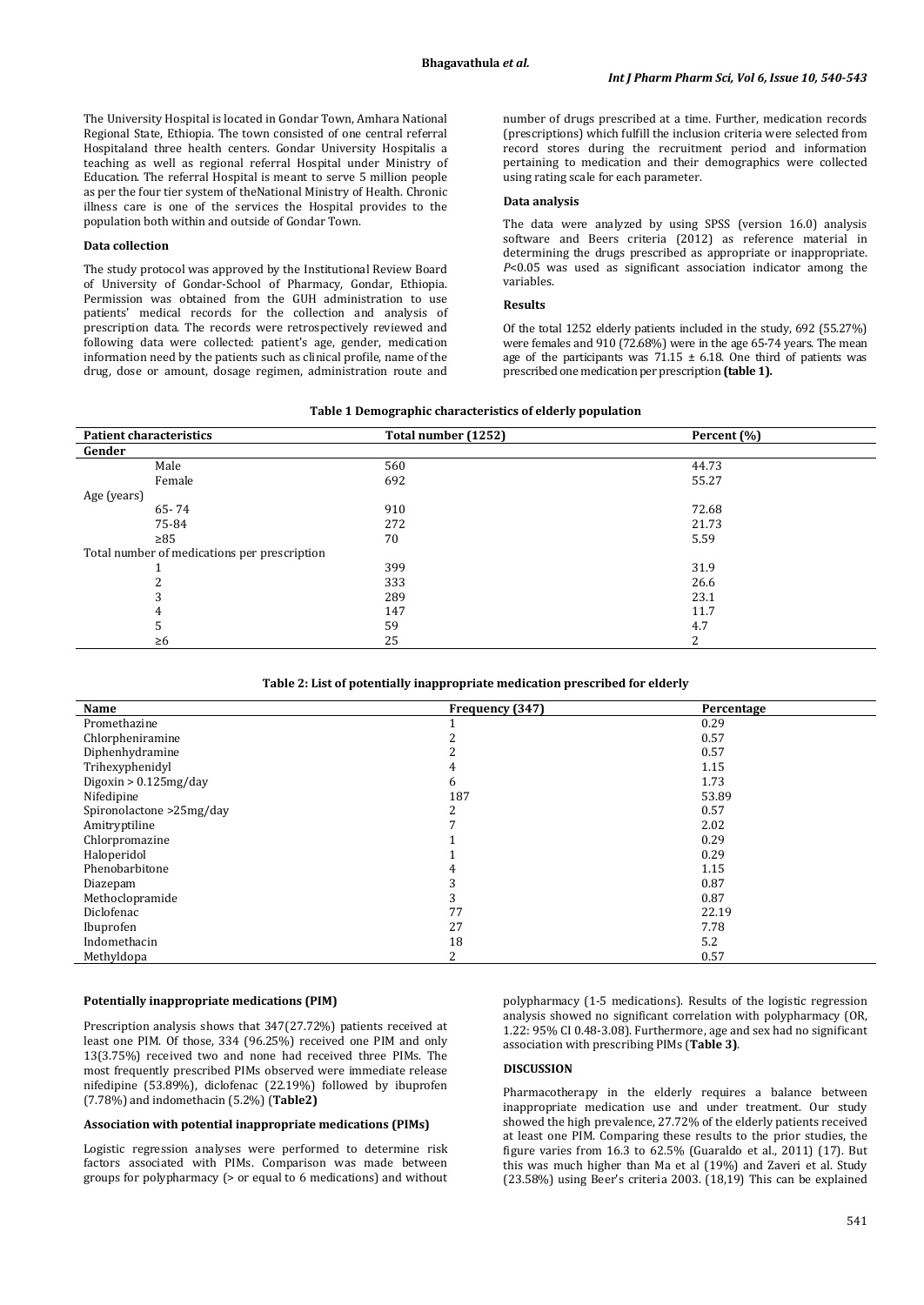The University Hospital is located in Gondar Town, Amhara National Regional State, Ethiopia. The town consisted of one central referral Hospitaland three health centers. Gondar University Hospitalis a teaching as well as regional referral Hospital under Ministry of Education. The referral Hospital is meant to serve 5 million people as per the four tier system of theNational Ministry of Health. Chronic illness care is one of the services the Hospital provides to the population both within and outside of Gondar Town.

### Data collection

The study protocol was approved by the Institutional Review Board of University of Gondar-School of Pharmacy, Gondar, Ethiopia. Permission was obtained from the GUH administration to use patients' medical records for the collection and analysis of prescription data. The records were retrospectively reviewed and following data were collected: patient's age, gender, medication information need by the patients such as clinical profile, name of the drug, dose or amount, dosage regimen, administration route and number of drugs prescribed at a time. Further, medication records (prescriptions) which fulfill the inclusion criteria were selected from record stores during the recruitment period and information pertaining to medication and their demographics were collected using rating scale for each parameter.

### Data analysis

The data were analyzed by using SPSS (version 16.0) analysis software and Beers criteria (2012) as reference material in determining the drugs prescribed as appropriate or inappropriate. $P<0.05$ was used as significant association indicator among the variables.

### Results

Of the total 1252 elderly patients included in the study, 692 (55.27%) were females and 910 (72.68%) were in the age 65-74 years. The mean age of the participants was $71.15 \pm 6.18$. One third of patients was prescribed one medication per prescription **(table 1).**

**Table 1 Demographic characteristics of elderly population**

| Patient characteristics | Total number (1252) | Percent (%) |
|---|---|---|
| **Gender** | | |
| Male | 560 | 44.73 |
| Female | 692 | 55.27 |
| Age (years) | | |
| 65- 74 | 910 | 72.68 |
| 75-84 | 272 | 21.73 |
| ≥85 | 70 | 5.59 |
| Total number of medications per prescription | | |
| 1 | 399 | 31.9 |
| 2 | 333 | 26.6 |
| 3 | 289 | 23.1 |
| 4 | 147 | 11.7 |
| 5 | 59 | 4.7 |
| ≥6 | 25 | 2 |

**Table 2: List of potentially inappropriate medication prescribed for elderly**

| Name | Frequency (347) | Percentage |
|---|---|---|
| Promethazine | 1 | 0.29 |
| Chlorpheniramine | 2 | 0.57 |
| Diphenhydramine | 2 | 0.57 |
| Trihexyphenidyl | 4 | 1.15 |
| Digoxin > 0.125mg/day | 6 | 1.73 |
| Nifedipine | 187 | 53.89 |
| Spironolactone >25mg/day | 2 | 0.57 |
| Amitryptiline | 7 | 2.02 |
| Chlorpromazine | 1 | 0.29 |
| Haloperidol | 1 | 0.29 |
| Phenobarbitone | 4 | 1.15 |
| Diazepam | 3 | 0.87 |
| Methoclopramide | 3 | 0.87 |
| Diclofenac | 77 | 22.19 |
| Ibuprofen | 27 | 7.78 |
| Indomethacin | 18 | 5.2 |
| Methyldopa | 2 | 0.57 |

### Potentially inappropriate medications (PIM)

Prescription analysis shows that 347(27.72%) patients received at least one PIM. Of those, 334 (96.25%) received one PIM and only 13(3.75%) received two and none had received three PIMs. The most frequently prescribed PIMs observed were immediate release nifedipine (53.89%), diclofenac (22.19%) followed by ibuprofen (7.78%) and indomethacin (5.2%) (**Table2)**

### Association with potential inappropriate medications (PIMs)

Logistic regression analyses were performed to determine risk factors associated with PIMs. Comparison was made between groups for polypharmacy (> or equal to 6 medications) and without polypharmacy (1-5 medications). Results of the logistic regression analysis showed no significant correlation with polypharmacy (OR, 1.22: 95% CI 0.48-3.08). Furthermore, age and sex had no significant association with prescribing PIMs (**Table 3)**.

## DISCUSSION

Pharmacotherapy in the elderly requires a balance between inappropriate medication use and under treatment. Our study showed the high prevalence, 27.72% of the elderly patients received at least one PIM. Comparing these results to the prior studies, the figure varies from 16.3 to 62.5% (Guaraldo et al., 2011) (17). But this was much higher than Ma et al (19%) and Zaveri et al. Study (23.58%) using Beer's criteria 2003. (18,19) This can be explained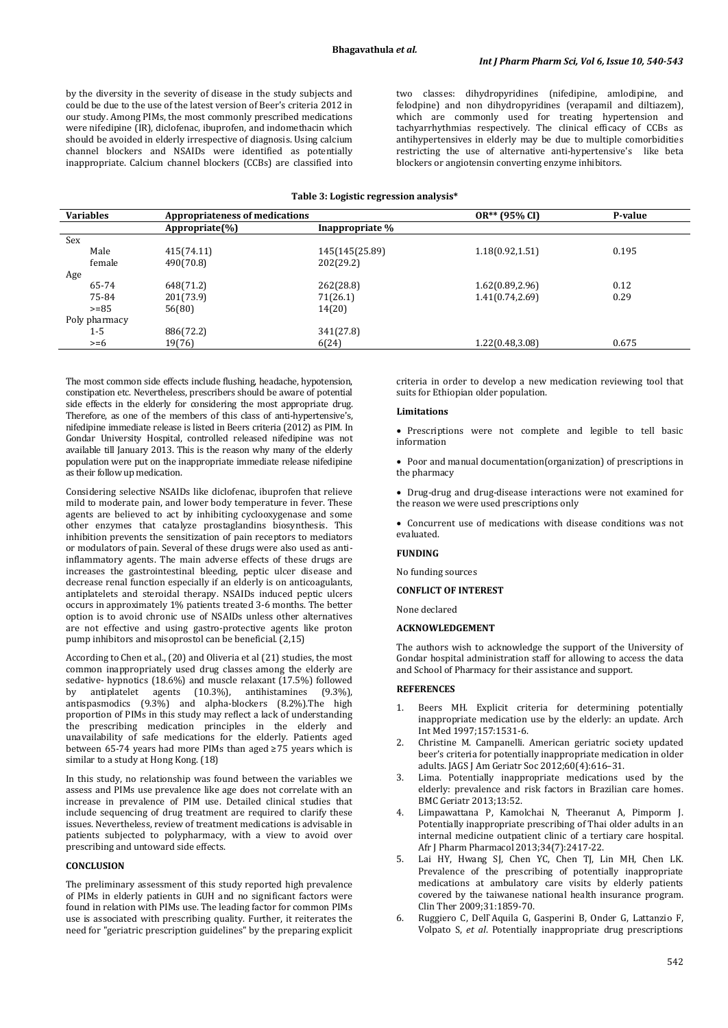by the diversity in the severity of disease in the study subjects and could be due to the use of the latest version of Beer's criteria 2012 in our study. Among PIMs, the most commonly prescribed medications were nifedipine (IR), diclofenac, ibuprofen, and indomethacin which should be avoided in elderly irrespective of diagnosis. Using calcium channel blockers and NSAIDs were identified as potentially inappropriate. Calcium channel blockers (CCBs) are classified into two classes: dihydropyridines (nifedipine, amlodipine, and felodpine) and non dihydropyridines (verapamil and diltiazem), which are commonly used for treating hypertension and tachyarrhythmias respectively. The clinical efficacy of CCBs as antihypertensives in elderly may be due to multiple comorbidities restricting the use of alternative anti-hypertensive's like beta blockers or angiotensin converting enzyme inhibitors.

**Table 3: Logistic regression analysis\***

| Variables | Appropriateness of medications | | OR** (95% CI) | P-value |
|---|---|---|---|---|
| | Appropriate(%) | Inappropriate % | | |
| Sex | | | | |
| Male | 415(74.11) | 145(145(25.89) | 1.18(0.92,1.51) | 0.195 |
| female | 490(70.8) | 202(29.2) | | |
| Age | | | | |
| 65-74 | 648(71.2) | 262(28.8) | 1.62(0.89,2.96) | 0.12 |
| 75-84 | 201(73.9) | 71(26.1) | 1.41(0.74,2.69) | 0.29 |
| >=85 | 56(80) | 14(20) | | |
| Poly pharmacy | | | | |
| 1-5 | 886(72.2) | 341(27.8) | | |
| >=6 | 19(76) | 6(24) | 1.22(0.48,3.08) | 0.675 |

The most common side effects include flushing, headache, hypotension, constipation etc. Nevertheless, prescribers should be aware of potential side effects in the elderly for considering the most appropriate drug. Therefore, as one of the members of this class of anti-hypertensive's, nifedipine immediate release is listed in Beers criteria (2012) as PIM. In Gondar University Hospital, controlled released nifedipine was not available till January 2013. This is the reason why many of the elderly population were put on the inappropriate immediate release nifedipine as their follow up medication.

Considering selective NSAIDs like diclofenac, ibuprofen that relieve mild to moderate pain, and lower body temperature in fever. These agents are believed to act by inhibiting cyclooxygenase and some other enzymes that catalyze prostaglandins biosynthesis. This inhibition prevents the sensitization of pain receptors to mediators or modulators of pain. Several of these drugs were also used as anti-inflammatory agents. The main adverse effects of these drugs are increases the gastrointestinal bleeding, peptic ulcer disease and decrease renal function especially if an elderly is on anticoagulants, antiplatelets and steroidal therapy. NSAIDs induced peptic ulcers occurs in approximately 1% patients treated 3-6 months. The better option is to avoid chronic use of NSAIDs unless other alternatives are not effective and using gastro-protective agents like proton pump inhibitors and misoprostol can be beneficial. (2,15)

According to Chen et al., (20) and Oliveria et al (21) studies, the most common inappropriately used drug classes among the elderly are sedative- hypnotics (18.6%) and muscle relaxant (17.5%) followed by antiplatelet agents (10.3%), antihistamines (9.3%), antispasmodics (9.3%) and alpha-blockers (8.2%).The high proportion of PIMs in this study may reflect a lack of understanding the prescribing medication principles in the elderly and unavailability of safe medications for the elderly. Patients aged between 65-74 years had more PIMs than aged ≥75 years which is similar to a study at Hong Kong. (18)

In this study, no relationship was found between the variables we assess and PIMs use prevalence like age does not correlate with an increase in prevalence of PIM use. Detailed clinical studies that include sequencing of drug treatment are required to clarify these issues. Nevertheless, review of treatment medications is advisable in patients subjected to polypharmacy, with a view to avoid over prescribing and untoward side effects.

## CONCLUSION

The preliminary assessment of this study reported high prevalence of PIMs in elderly patients in GUH and no significant factors were found in relation with PIMs use. The leading factor for common PIMs use is associated with prescribing quality. Further, it reiterates the need for "geriatric prescription guidelines" by the preparing explicit criteria in order to develop a new medication reviewing tool that suits for Ethiopian older population.

### Limitations

- Prescriptions were not complete and legible to tell basic information
- Poor and manual documentation(organization) of prescriptions in the pharmacy
- Drug-drug and drug-disease interactions were not examined for the reason we were used prescriptions only
- Concurrent use of medications with disease conditions was not evaluated.

## FUNDING

No funding sources

## CONFLICT OF INTEREST

None declared

## ACKNOWLEDGEMENT

The authors wish to acknowledge the support of the University of Gondar hospital administration staff for allowing to access the data and School of Pharmacy for their assistance and support.

## REFERENCES

1. Beers MH. Explicit criteria for determining potentially inappropriate medication use by the elderly: an update. Arch Int Med 1997;157:1531-6.
2. Christine M. Campanelli. American geriatric society updated beer's criteria for potentially inappropriate medication in older adults. JAGS J Am Geriatr Soc 2012;60(4):616–31.
3. Lima. Potentially inappropriate medications used by the elderly: prevalence and risk factors in Brazilian care homes. BMC Geriatr 2013;13:52.
4. Limpawattana P, Kamolchai N, Theeranut A, Pimporm J. Potentially inappropriate prescribing of Thai older adults in an internal medicine outpatient clinic of a tertiary care hospital. Afr J Pharm Pharmacol 2013;34(7):2417-22.
5. Lai HY, Hwang SJ, Chen YC, Chen TJ, Lin MH, Chen LK. Prevalence of the prescribing of potentially inappropriate medications at ambulatory care visits by elderly patients covered by the taiwanese national health insurance program. Clin Ther 2009;31:1859-70.
6. Ruggiero C, Dell`Aquila G, Gasperini B, Onder G, Lattanzio F, Volpato S, *et al*. Potentially inappropriate drug prescriptions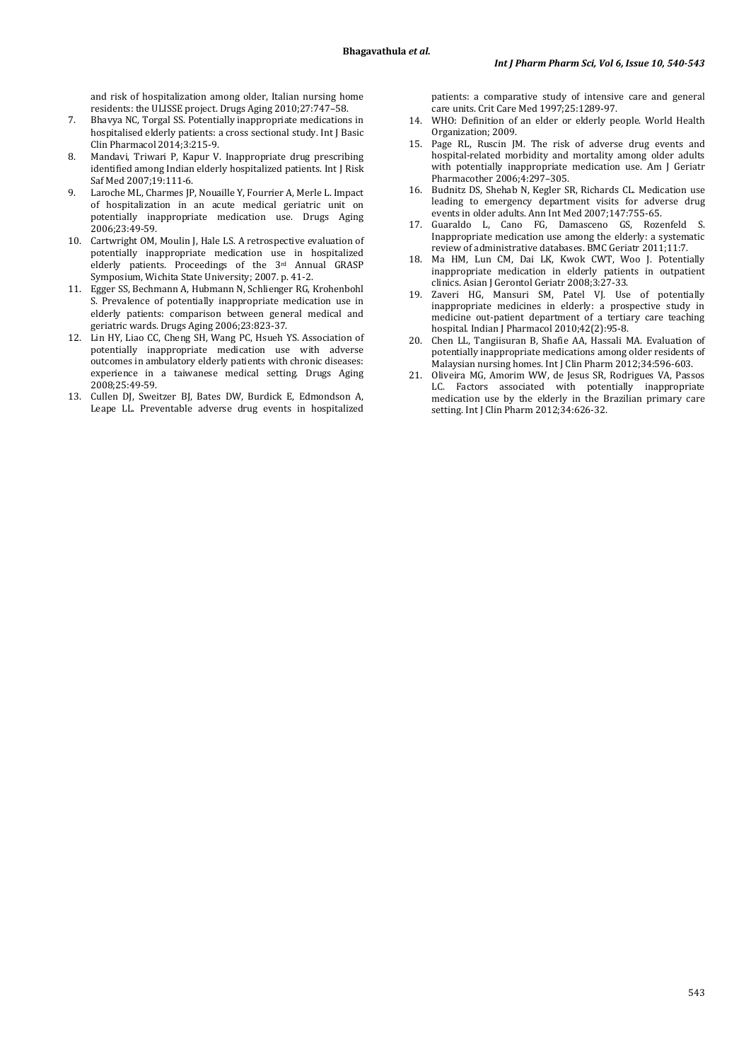and risk of hospitalization among older, Italian nursing home residents: the ULISSE project. Drugs Aging 2010;27:747–58.

7. Bhavya NC, Torgal SS. Potentially inappropriate medications in hospitalised elderly patients: a cross sectional study. Int J Basic Clin Pharmacol 2014;3:215-9.
8. Mandavi, Triwari P, Kapur V. Inappropriate drug prescribing identified among Indian elderly hospitalized patients. Int J Risk Saf Med 2007;19:111-6.
9. Laroche ML, Charmes JP, Nouaille Y, Fourrier A, Merle L. Impact of hospitalization in an acute medical geriatric unit on potentially inappropriate medication use. Drugs Aging 2006;23:49-59.
10. Cartwright OM, Moulin J, Hale LS. A retrospective evaluation of potentially inappropriate medication use in hospitalized elderly patients. Proceedings of the 3rd Annual GRASP Symposium, Wichita State University; 2007. p. 41-2.
11. Egger SS, Bechmann A, Hubmann N, Schlienger RG, Krohenbohl S. Prevalence of potentially inappropriate medication use in elderly patients: comparison between general medical and geriatric wards. Drugs Aging 2006;23:823-37.
12. Lin HY, Liao CC, Cheng SH, Wang PC, Hsueh YS. Association of potentially inappropriate medication use with adverse outcomes in ambulatory elderly patients with chronic diseases: experience in a taiwanese medical setting. Drugs Aging 2008;25:49-59.
13. Cullen DJ, Sweitzer BJ, Bates DW, Burdick E, Edmondson A, Leape LL. Preventable adverse drug events in hospitalized patients: a comparative study of intensive care and general care units. Crit Care Med 1997;25:1289-97.
14. WHO: Definition of an elder or elderly people. World Health Organization; 2009.
15. Page RL, Ruscin JM. The risk of adverse drug events and hospital-related morbidity and mortality among older adults with potentially inappropriate medication use. Am J Geriatr Pharmacother 2006;4:297–305.
16. Budnitz DS, Shehab N, Kegler SR, Richards CL. Medication use leading to emergency department visits for adverse drug events in older adults. Ann Int Med 2007;147:755-65.
17. Guaraldo L, Cano FG, Damasceno GS, Rozenfeld S. Inappropriate medication use among the elderly: a systematic review of administrative databases. BMC Geriatr 2011;11:7.
18. Ma HM, Lun CM, Dai LK, Kwok CWT, Woo J. Potentially inappropriate medication in elderly patients in outpatient clinics. Asian J Gerontol Geriatr 2008;3:27-33.
19. Zaveri HG, Mansuri SM, Patel VJ. Use of potentially inappropriate medicines in elderly: a prospective study in medicine out-patient department of a tertiary care teaching hospital. Indian J Pharmacol 2010;42(2):95-8.
20. Chen LL, Tangiisuran B, Shafie AA, Hassali MA. Evaluation of potentially inappropriate medications among older residents of Malaysian nursing homes. Int J Clin Pharm 2012;34:596-603.
21. Oliveira MG, Amorim WW, de Jesus SR, Rodrigues VA, Passos LC. Factors associated with potentially inappropriate medication use by the elderly in the Brazilian primary care setting. Int J Clin Pharm 2012;34:626-32.